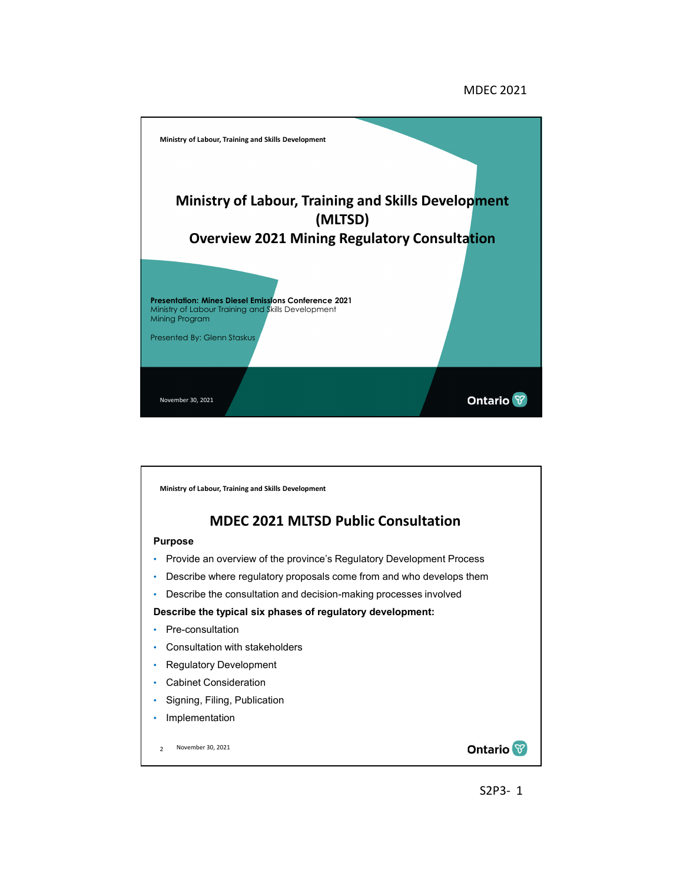Ministry of Labour, Training and Skills Development

# Ministry of Labour, Training and Skills Development (MLTSD)
# Overview 2021 Mining Regulatory Consultation

**Presentation: Mines Diesel Emissions Conference 2021**
Ministry of Labour Training and Skills Development
Mining Program

Presented By: Glenn Staskus

November 30, 2021

Ontario

---

Ministry of Labour, Training and Skills Development

## MDEC 2021 MLTSD Public Consultation

**Purpose**

- Provide an overview of the province's Regulatory Development Process
- Describe where regulatory proposals come from and who develops them
- Describe the consultation and decision-making processes involved

**Describe the typical six phases of regulatory development:**

- Pre-consultation
- Consultation with stakeholders
- Regulatory Development
- Cabinet Consideration
- Signing, Filing, Publication
- Implementation

November 30, 2021

Ontario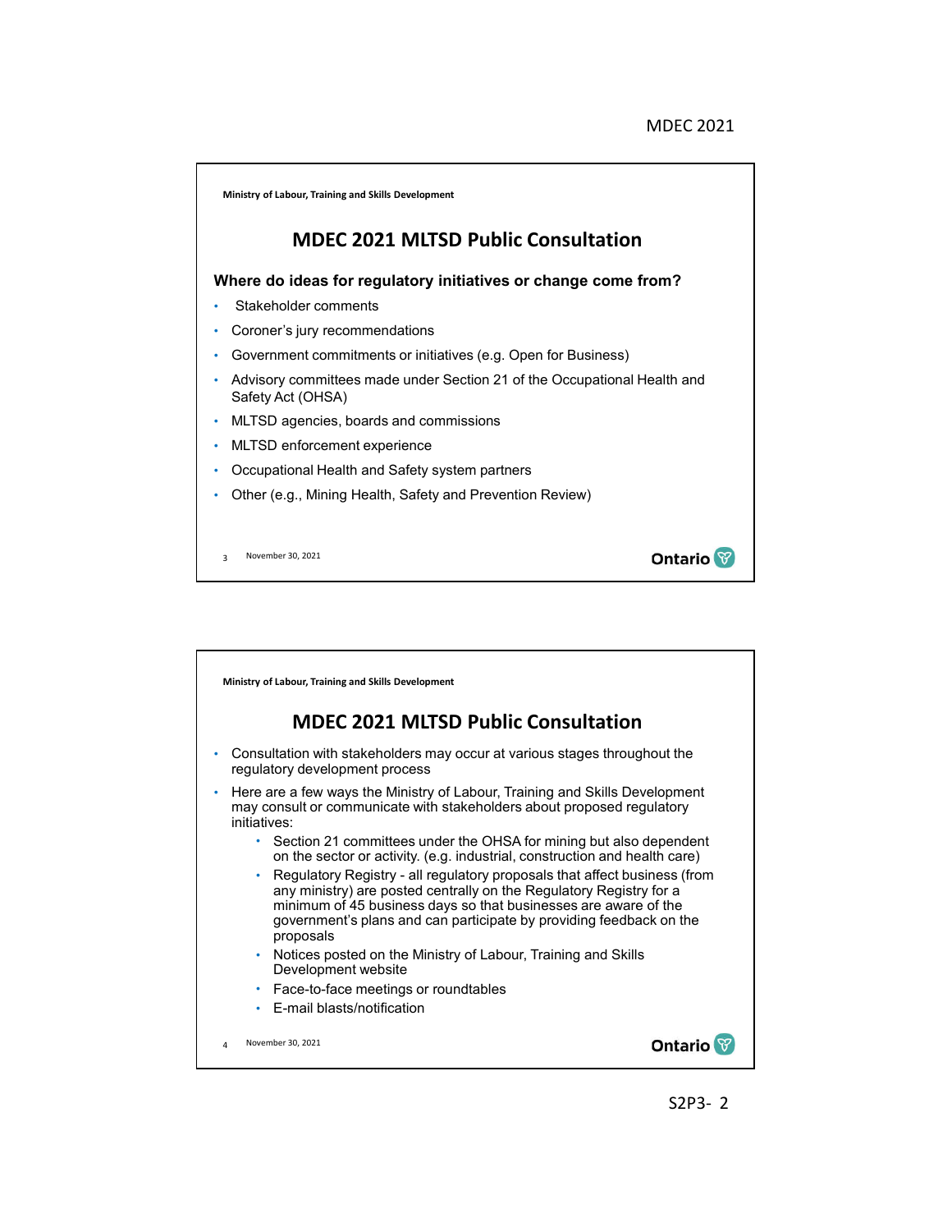Ministry of Labour, Training and Skills Development

## MDEC 2021 MLTSD Public Consultation

**Where do ideas for regulatory initiatives or change come from?**

- Stakeholder comments
- Coroner's jury recommendations
- Government commitments or initiatives (e.g. Open for Business)
- Advisory committees made under Section 21 of the Occupational Health and Safety Act (OHSA)
- MLTSD agencies, boards and commissions
- MLTSD enforcement experience
- Occupational Health and Safety system partners
- Other (e.g., Mining Health, Safety and Prevention Review)

November 30, 2021

Ministry of Labour, Training and Skills Development

## MDEC 2021 MLTSD Public Consultation

- Consultation with stakeholders may occur at various stages throughout the regulatory development process
- Here are a few ways the Ministry of Labour, Training and Skills Development may consult or communicate with stakeholders about proposed regulatory initiatives:
  - Section 21 committees under the OHSA for mining but also dependent on the sector or activity. (e.g. industrial, construction and health care)
  - Regulatory Registry - all regulatory proposals that affect business (from any ministry) are posted centrally on the Regulatory Registry for a minimum of 45 business days so that businesses are aware of the government's plans and can participate by providing feedback on the proposals
  - Notices posted on the Ministry of Labour, Training and Skills Development website
  - Face-to-face meetings or roundtables
  - E-mail blasts/notification

November 30, 2021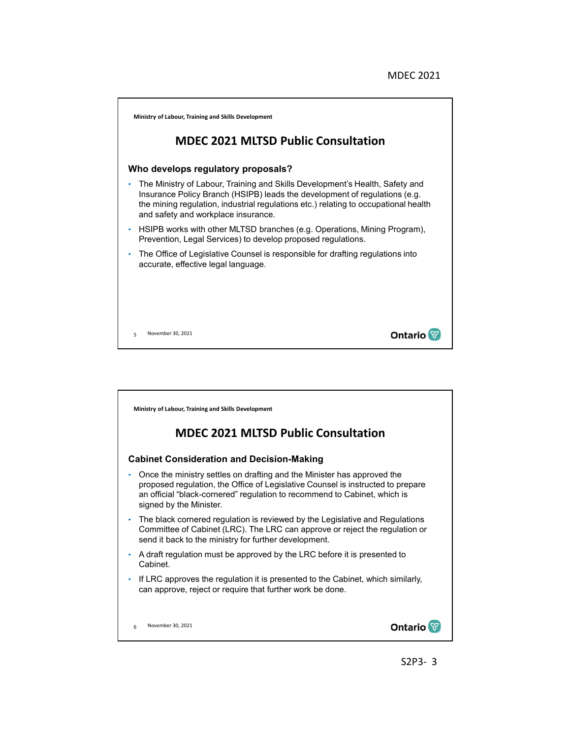Ministry of Labour, Training and Skills Development

## MDEC 2021 MLTSD Public Consultation

### Who develops regulatory proposals?

- The Ministry of Labour, Training and Skills Development's Health, Safety and Insurance Policy Branch (HSIPB) leads the development of regulations (e.g. the mining regulation, industrial regulations etc.) relating to occupational health and safety and workplace insurance.
- HSIPB works with other MLTSD branches (e.g. Operations, Mining Program), Prevention, Legal Services) to develop proposed regulations.
- The Office of Legislative Counsel is responsible for drafting regulations into accurate, effective legal language.

November 30, 2021

Ministry of Labour, Training and Skills Development

## MDEC 2021 MLTSD Public Consultation

### Cabinet Consideration and Decision-Making

- Once the ministry settles on drafting and the Minister has approved the proposed regulation, the Office of Legislative Counsel is instructed to prepare an official "black-cornered" regulation to recommend to Cabinet, which is signed by the Minister.
- The black cornered regulation is reviewed by the Legislative and Regulations Committee of Cabinet (LRC). The LRC can approve or reject the regulation or send it back to the ministry for further development.
- A draft regulation must be approved by the LRC before it is presented to Cabinet.
- If LRC approves the regulation it is presented to the Cabinet, which similarly, can approve, reject or require that further work be done.

November 30, 2021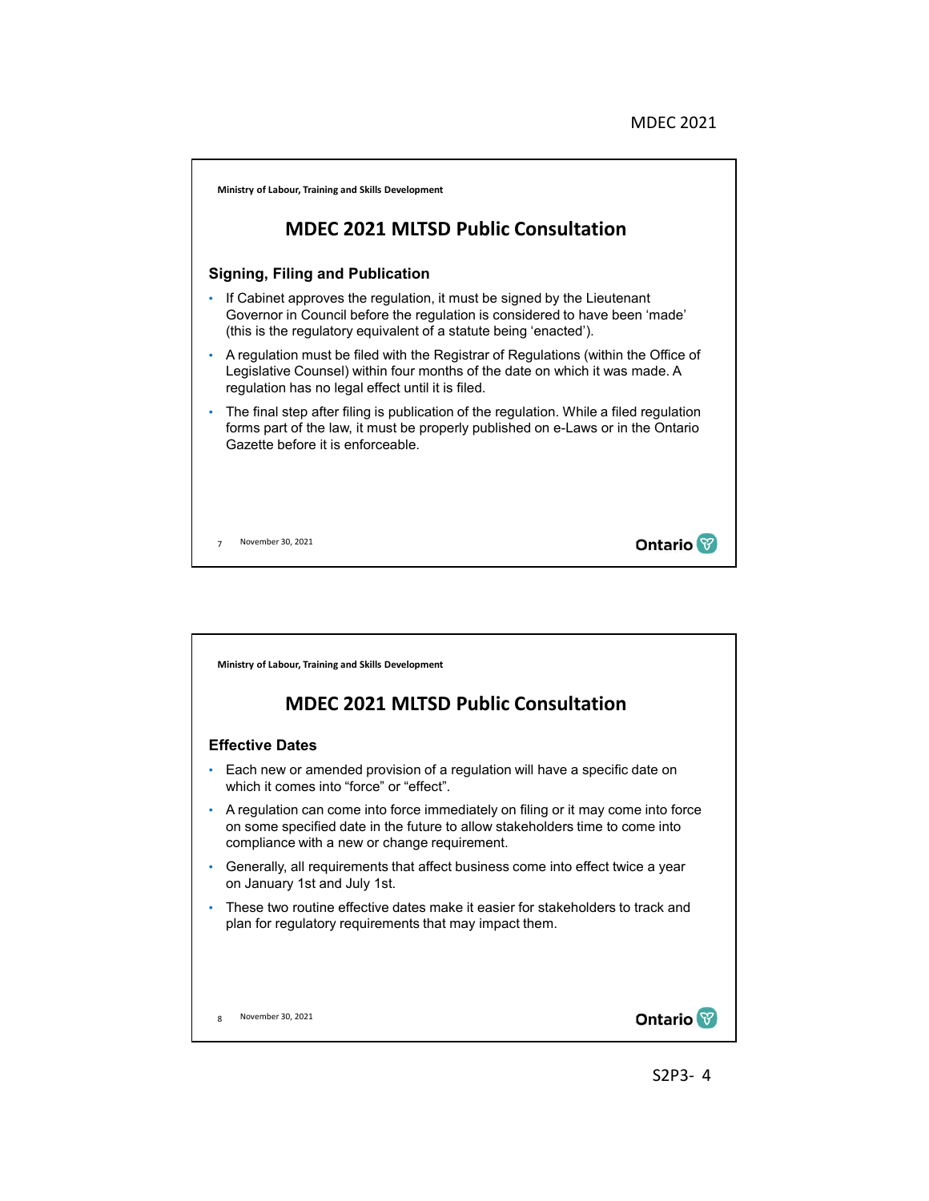Ministry of Labour, Training and Skills Development

## MDEC 2021 MLTSD Public Consultation

### Signing, Filing and Publication

- If Cabinet approves the regulation, it must be signed by the Lieutenant Governor in Council before the regulation is considered to have been 'made' (this is the regulatory equivalent of a statute being 'enacted').
- A regulation must be filed with the Registrar of Regulations (within the Office of Legislative Counsel) within four months of the date on which it was made. A regulation has no legal effect until it is filed.
- The final step after filing is publication of the regulation. While a filed regulation forms part of the law, it must be properly published on e-Laws or in the Ontario Gazette before it is enforceable.

November 30, 2021

Ministry of Labour, Training and Skills Development

## MDEC 2021 MLTSD Public Consultation

### Effective Dates

- Each new or amended provision of a regulation will have a specific date on which it comes into "force" or "effect".
- A regulation can come into force immediately on filing or it may come into force on some specified date in the future to allow stakeholders time to come into compliance with a new or change requirement.
- Generally, all requirements that affect business come into effect twice a year on January 1st and July 1st.
- These two routine effective dates make it easier for stakeholders to track and plan for regulatory requirements that may impact them.

November 30, 2021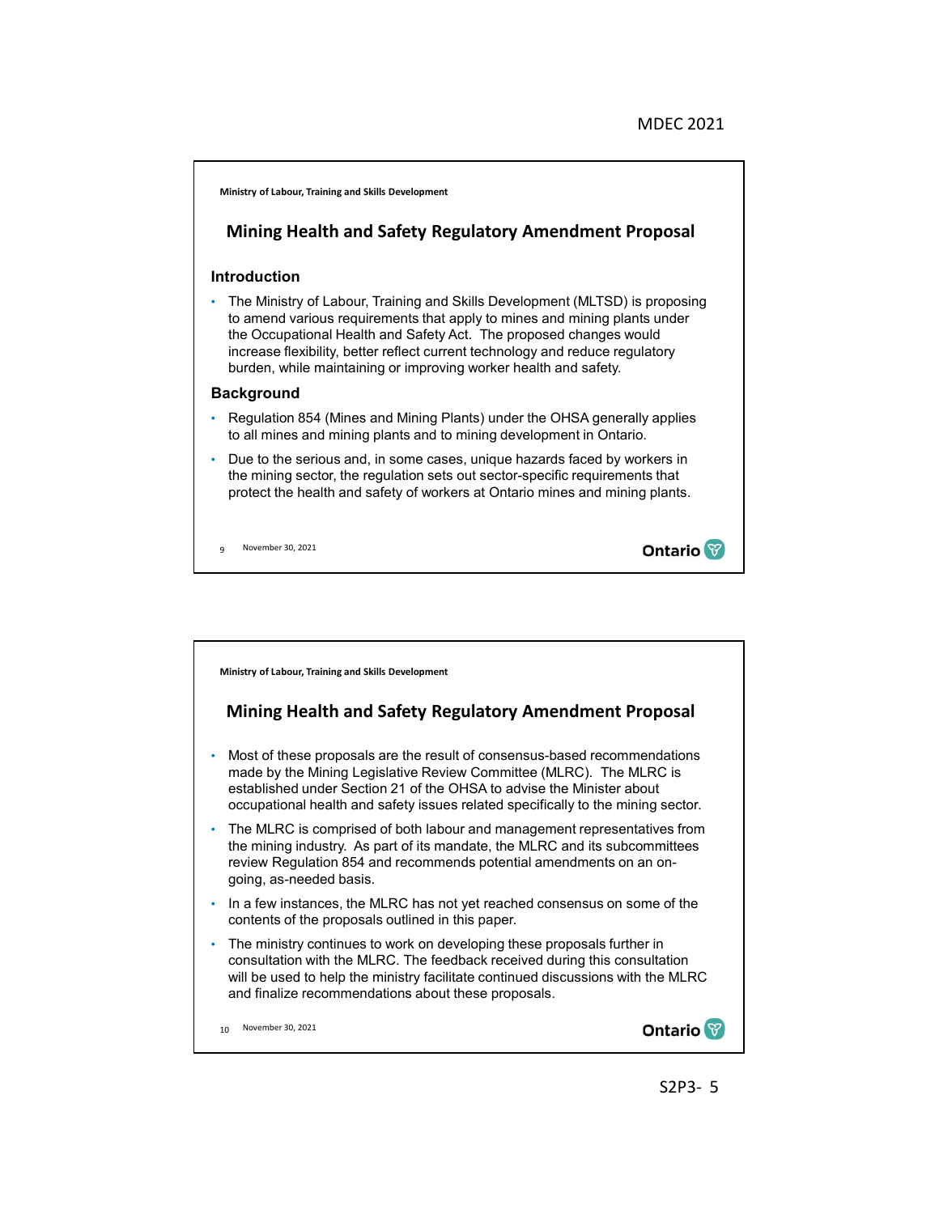Ministry of Labour, Training and Skills Development

## Mining Health and Safety Regulatory Amendment Proposal

### Introduction

- The Ministry of Labour, Training and Skills Development (MLTSD) is proposing to amend various requirements that apply to mines and mining plants under the Occupational Health and Safety Act. The proposed changes would increase flexibility, better reflect current technology and reduce regulatory burden, while maintaining or improving worker health and safety.

### Background

- Regulation 854 (Mines and Mining Plants) under the OHSA generally applies to all mines and mining plants and to mining development in Ontario.
- Due to the serious and, in some cases, unique hazards faced by workers in the mining sector, the regulation sets out sector-specific requirements that protect the health and safety of workers at Ontario mines and mining plants.

9 November 30, 2021

Ministry of Labour, Training and Skills Development

## Mining Health and Safety Regulatory Amendment Proposal

- Most of these proposals are the result of consensus-based recommendations made by the Mining Legislative Review Committee (MLRC). The MLRC is established under Section 21 of the OHSA to advise the Minister about occupational health and safety issues related specifically to the mining sector.
- The MLRC is comprised of both labour and management representatives from the mining industry. As part of its mandate, the MLRC and its subcommittees review Regulation 854 and recommends potential amendments on an on-going, as-needed basis.
- In a few instances, the MLRC has not yet reached consensus on some of the contents of the proposals outlined in this paper.
- The ministry continues to work on developing these proposals further in consultation with the MLRC. The feedback received during this consultation will be used to help the ministry facilitate continued discussions with the MLRC and finalize recommendations about these proposals.

10 November 30, 2021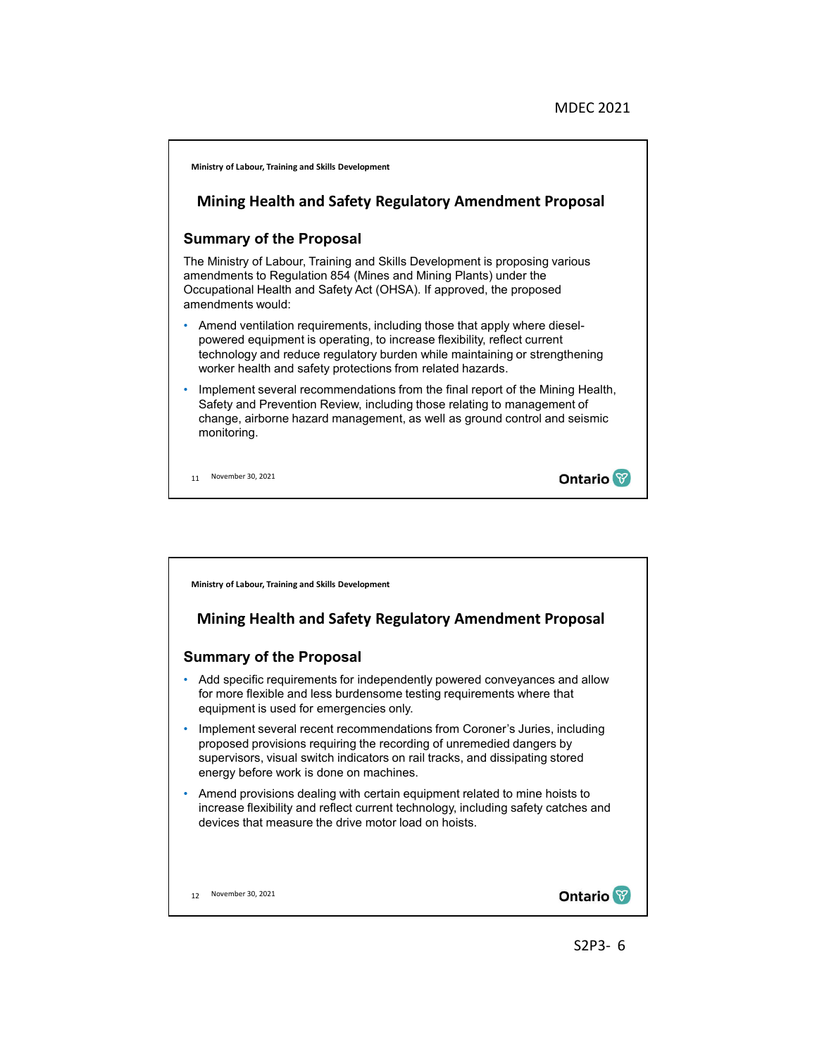Ministry of Labour, Training and Skills Development

## Mining Health and Safety Regulatory Amendment Proposal

### Summary of the Proposal

The Ministry of Labour, Training and Skills Development is proposing various amendments to Regulation 854 (Mines and Mining Plants) under the Occupational Health and Safety Act (OHSA). If approved, the proposed amendments would:

- Amend ventilation requirements, including those that apply where diesel-powered equipment is operating, to increase flexibility, reflect current technology and reduce regulatory burden while maintaining or strengthening worker health and safety protections from related hazards.
- Implement several recommendations from the final report of the Mining Health, Safety and Prevention Review, including those relating to management of change, airborne hazard management, as well as ground control and seismic monitoring.

November 30, 2021

Ministry of Labour, Training and Skills Development

## Mining Health and Safety Regulatory Amendment Proposal

### Summary of the Proposal

- Add specific requirements for independently powered conveyances and allow for more flexible and less burdensome testing requirements where that equipment is used for emergencies only.
- Implement several recent recommendations from Coroner's Juries, including proposed provisions requiring the recording of unremedied dangers by supervisors, visual switch indicators on rail tracks, and dissipating stored energy before work is done on machines.
- Amend provisions dealing with certain equipment related to mine hoists to increase flexibility and reflect current technology, including safety catches and devices that measure the drive motor load on hoists.

November 30, 2021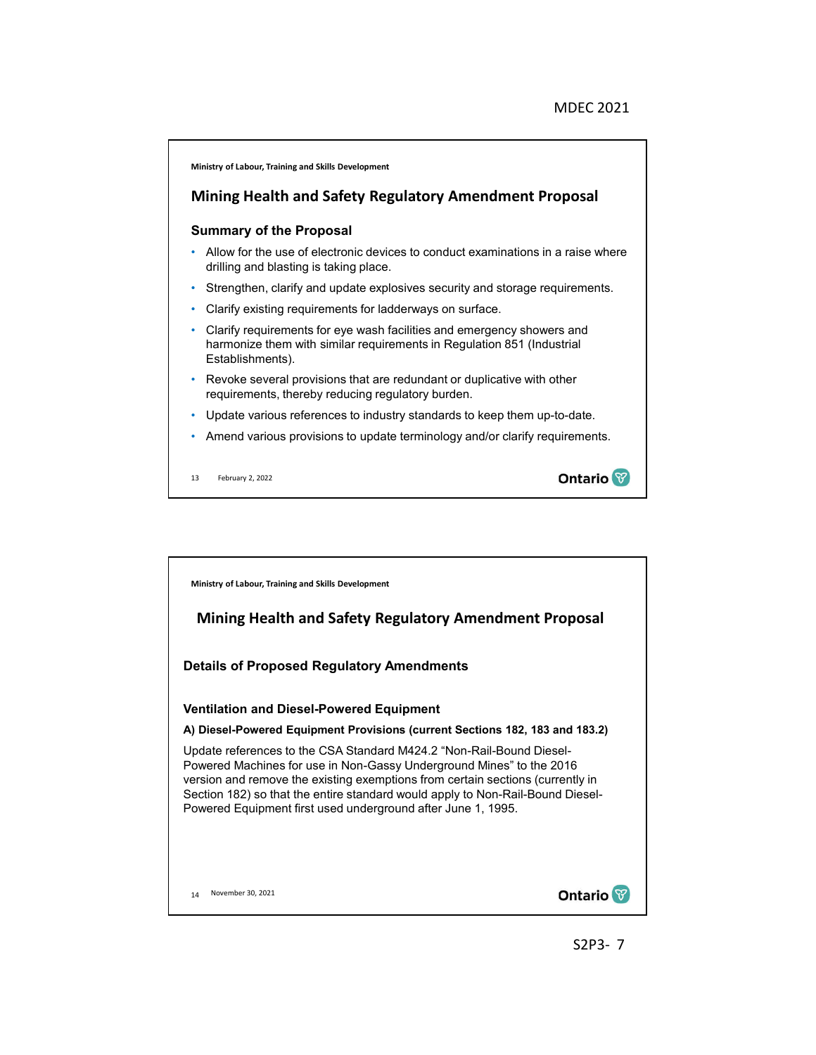Ministry of Labour, Training and Skills Development

## Mining Health and Safety Regulatory Amendment Proposal

### Summary of the Proposal

- Allow for the use of electronic devices to conduct examinations in a raise where drilling and blasting is taking place.
- Strengthen, clarify and update explosives security and storage requirements.
- Clarify existing requirements for ladderways on surface.
- Clarify requirements for eye wash facilities and emergency showers and harmonize them with similar requirements in Regulation 851 (Industrial Establishments).
- Revoke several provisions that are redundant or duplicative with other requirements, thereby reducing regulatory burden.
- Update various references to industry standards to keep them up-to-date.
- Amend various provisions to update terminology and/or clarify requirements.

13 February 2, 2022

Ontario

---

Ministry of Labour, Training and Skills Development

## Mining Health and Safety Regulatory Amendment Proposal

### Details of Proposed Regulatory Amendments

#### Ventilation and Diesel-Powered Equipment

**A) Diesel-Powered Equipment Provisions (current Sections 182, 183 and 183.2)**

Update references to the CSA Standard M424.2 "Non-Rail-Bound Diesel-Powered Machines for use in Non-Gassy Underground Mines" to the 2016 version and remove the existing exemptions from certain sections (currently in Section 182) so that the entire standard would apply to Non-Rail-Bound Diesel-Powered Equipment first used underground after June 1, 1995.

14 November 30, 2021

Ontario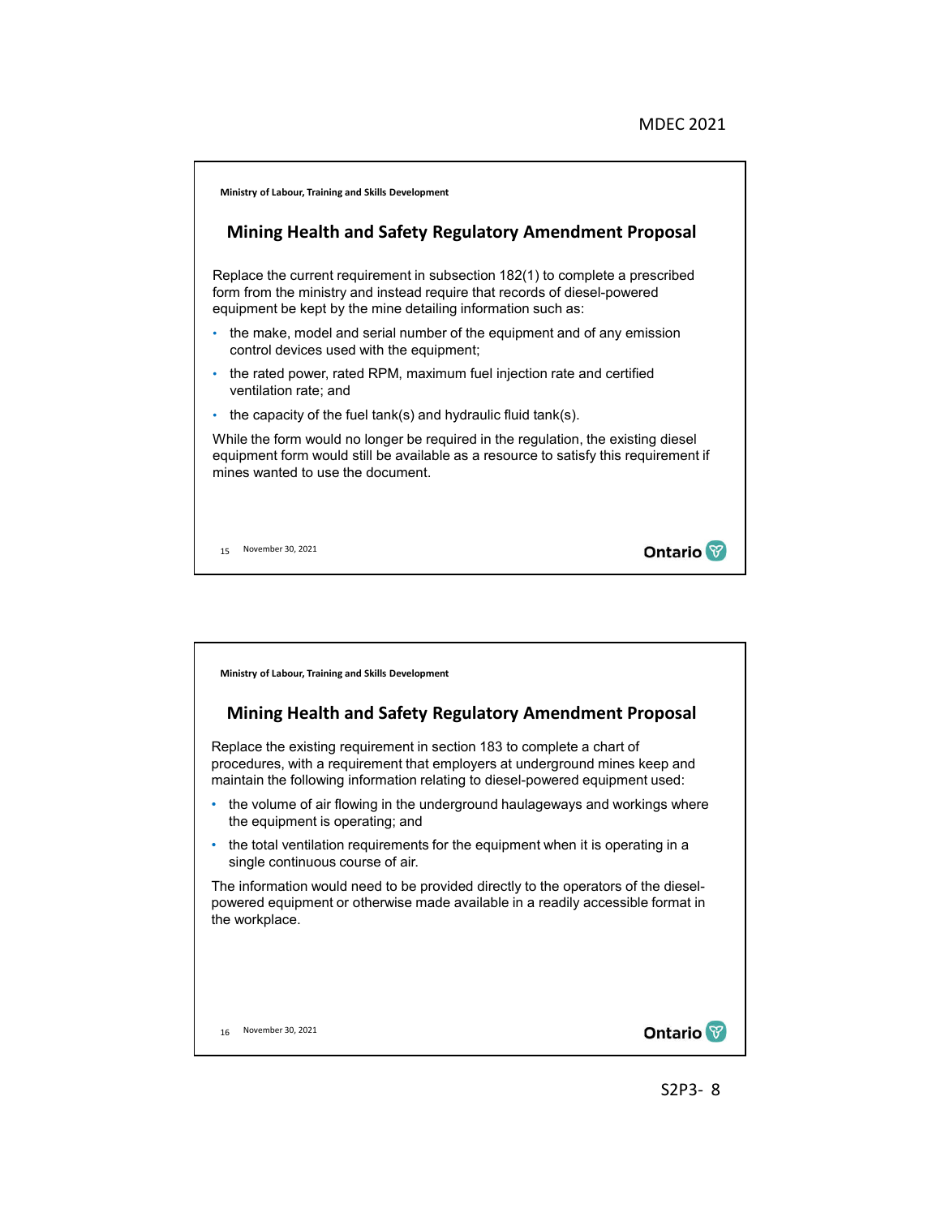Ministry of Labour, Training and Skills Development

## Mining Health and Safety Regulatory Amendment Proposal

Replace the current requirement in subsection 182(1) to complete a prescribed form from the ministry and instead require that records of diesel-powered equipment be kept by the mine detailing information such as:

- the make, model and serial number of the equipment and of any emission control devices used with the equipment;
- the rated power, rated RPM, maximum fuel injection rate and certified ventilation rate; and
- the capacity of the fuel tank(s) and hydraulic fluid tank(s).

While the form would no longer be required in the regulation, the existing diesel equipment form would still be available as a resource to satisfy this requirement if mines wanted to use the document.

15 November 30, 2021

Ministry of Labour, Training and Skills Development

## Mining Health and Safety Regulatory Amendment Proposal

Replace the existing requirement in section 183 to complete a chart of procedures, with a requirement that employers at underground mines keep and maintain the following information relating to diesel-powered equipment used:

- the volume of air flowing in the underground haulageways and workings where the equipment is operating; and
- the total ventilation requirements for the equipment when it is operating in a single continuous course of air.

The information would need to be provided directly to the operators of the diesel-powered equipment or otherwise made available in a readily accessible format in the workplace.

16 November 30, 2021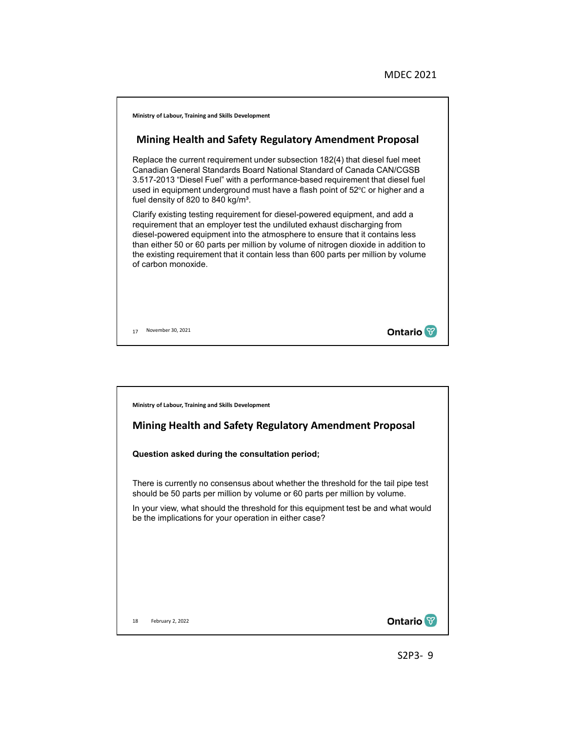Ministry of Labour, Training and Skills Development

## Mining Health and Safety Regulatory Amendment Proposal

Replace the current requirement under subsection 182(4) that diesel fuel meet Canadian General Standards Board National Standard of Canada CAN/CGSB 3.517-2013 "Diesel Fuel" with a performance-based requirement that diesel fuel used in equipment underground must have a flash point of 52℃ or higher and a fuel density of 820 to 840 kg/m³.

Clarify existing testing requirement for diesel-powered equipment, and add a requirement that an employer test the undiluted exhaust discharging from diesel-powered equipment into the atmosphere to ensure that it contains less than either 50 or 60 parts per million by volume of nitrogen dioxide in addition to the existing requirement that it contain less than 600 parts per million by volume of carbon monoxide.

November 30, 2021

Ministry of Labour, Training and Skills Development

## Mining Health and Safety Regulatory Amendment Proposal

**Question asked during the consultation period;**

There is currently no consensus about whether the threshold for the tail pipe test should be 50 parts per million by volume or 60 parts per million by volume.

In your view, what should the threshold for this equipment test be and what would be the implications for your operation in either case?

February 2, 2022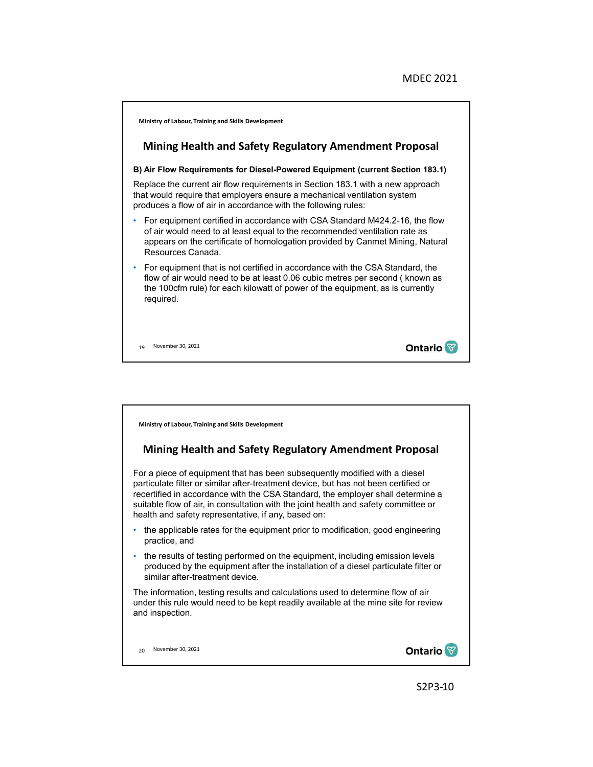Ministry of Labour, Training and Skills Development

## Mining Health and Safety Regulatory Amendment Proposal

**B) Air Flow Requirements for Diesel-Powered Equipment (current Section 183.1)**

Replace the current air flow requirements in Section 183.1 with a new approach that would require that employers ensure a mechanical ventilation system produces a flow of air in accordance with the following rules:

- For equipment certified in accordance with CSA Standard M424.2-16, the flow of air would need to at least equal to the recommended ventilation rate as appears on the certificate of homologation provided by Canmet Mining, Natural Resources Canada.
- For equipment that is not certified in accordance with the CSA Standard, the flow of air would need to be at least 0.06 cubic metres per second ( known as the 100cfm rule) for each kilowatt of power of the equipment, as is currently required.

November 30, 2021

Ministry of Labour, Training and Skills Development

## Mining Health and Safety Regulatory Amendment Proposal

For a piece of equipment that has been subsequently modified with a diesel particulate filter or similar after-treatment device, but has not been certified or recertified in accordance with the CSA Standard, the employer shall determine a suitable flow of air, in consultation with the joint health and safety committee or health and safety representative, if any, based on:

- the applicable rates for the equipment prior to modification, good engineering practice, and
- the results of testing performed on the equipment, including emission levels produced by the equipment after the installation of a diesel particulate filter or similar after-treatment device.

The information, testing results and calculations used to determine flow of air under this rule would need to be kept readily available at the mine site for review and inspection.

November 30, 2021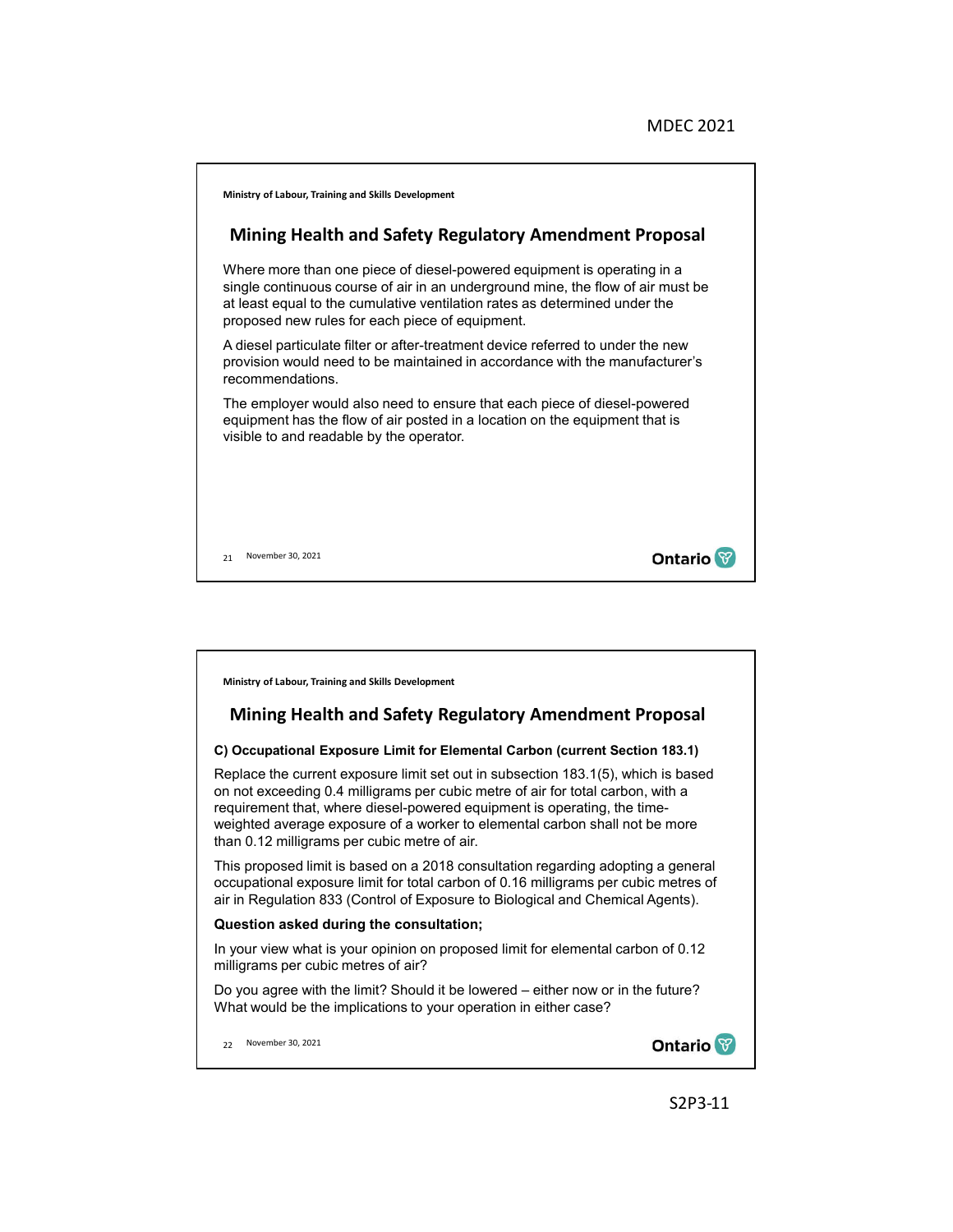Ministry of Labour, Training and Skills Development

## Mining Health and Safety Regulatory Amendment Proposal

Where more than one piece of diesel-powered equipment is operating in a single continuous course of air in an underground mine, the flow of air must be at least equal to the cumulative ventilation rates as determined under the proposed new rules for each piece of equipment.

A diesel particulate filter or after-treatment device referred to under the new provision would need to be maintained in accordance with the manufacturer's recommendations.

The employer would also need to ensure that each piece of diesel-powered equipment has the flow of air posted in a location on the equipment that is visible to and readable by the operator.

November 30, 2021

Ministry of Labour, Training and Skills Development

## Mining Health and Safety Regulatory Amendment Proposal

**C) Occupational Exposure Limit for Elemental Carbon (current Section 183.1)**

Replace the current exposure limit set out in subsection 183.1(5), which is based on not exceeding 0.4 milligrams per cubic metre of air for total carbon, with a requirement that, where diesel-powered equipment is operating, the time-weighted average exposure of a worker to elemental carbon shall not be more than 0.12 milligrams per cubic metre of air.

This proposed limit is based on a 2018 consultation regarding adopting a general occupational exposure limit for total carbon of 0.16 milligrams per cubic metres of air in Regulation 833 (Control of Exposure to Biological and Chemical Agents).

**Question asked during the consultation;**

In your view what is your opinion on proposed limit for elemental carbon of 0.12 milligrams per cubic metres of air?

Do you agree with the limit? Should it be lowered – either now or in the future? What would be the implications to your operation in either case?

November 30, 2021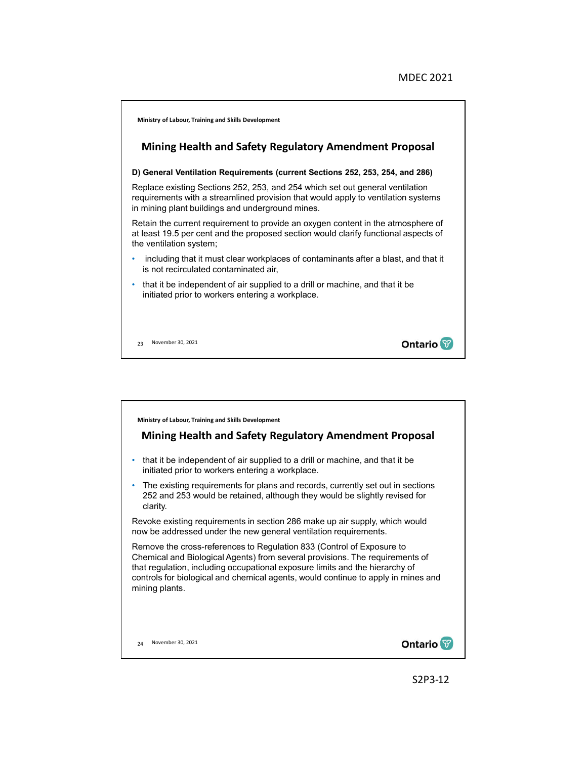Ministry of Labour, Training and Skills Development

## Mining Health and Safety Regulatory Amendment Proposal

**D) General Ventilation Requirements (current Sections 252, 253, 254, and 286)**

Replace existing Sections 252, 253, and 254 which set out general ventilation requirements with a streamlined provision that would apply to ventilation systems in mining plant buildings and underground mines.

Retain the current requirement to provide an oxygen content in the atmosphere of at least 19.5 per cent and the proposed section would clarify functional aspects of the ventilation system;

- including that it must clear workplaces of contaminants after a blast, and that it is not recirculated contaminated air,
- that it be independent of air supplied to a drill or machine, and that it be initiated prior to workers entering a workplace.

23 November 30, 2021

Ministry of Labour, Training and Skills Development

## Mining Health and Safety Regulatory Amendment Proposal

- that it be independent of air supplied to a drill or machine, and that it be initiated prior to workers entering a workplace.
- The existing requirements for plans and records, currently set out in sections 252 and 253 would be retained, although they would be slightly revised for clarity.

Revoke existing requirements in section 286 make up air supply, which would now be addressed under the new general ventilation requirements.

Remove the cross-references to Regulation 833 (Control of Exposure to Chemical and Biological Agents) from several provisions. The requirements of that regulation, including occupational exposure limits and the hierarchy of controls for biological and chemical agents, would continue to apply in mines and mining plants.

24 November 30, 2021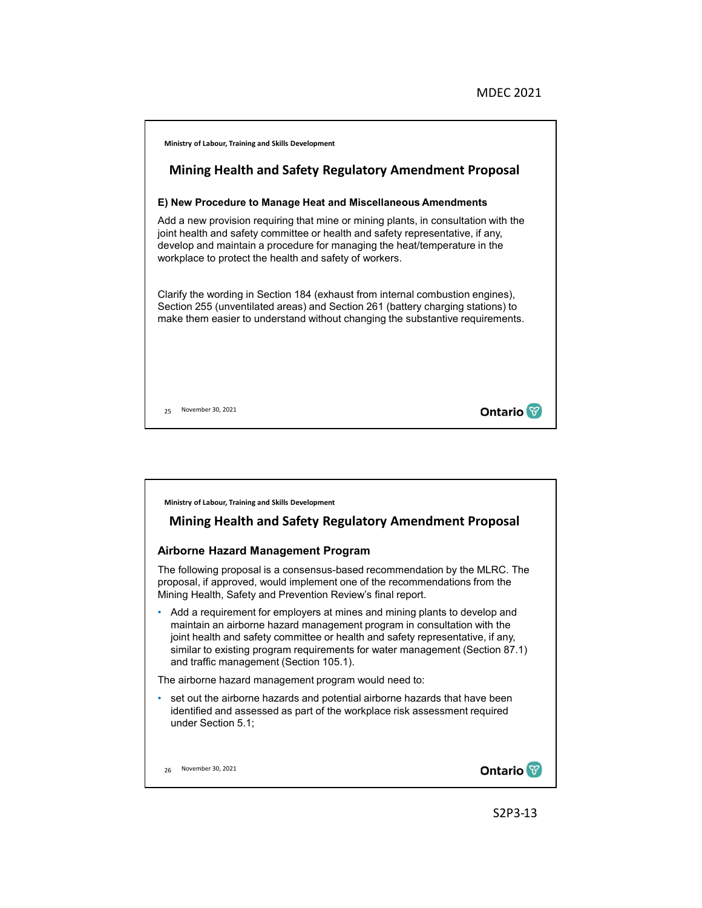Ministry of Labour, Training and Skills Development

## Mining Health and Safety Regulatory Amendment Proposal

### E) New Procedure to Manage Heat and Miscellaneous Amendments

Add a new provision requiring that mine or mining plants, in consultation with the joint health and safety committee or health and safety representative, if any, develop and maintain a procedure for managing the heat/temperature in the workplace to protect the health and safety of workers.

Clarify the wording in Section 184 (exhaust from internal combustion engines), Section 255 (unventilated areas) and Section 261 (battery charging stations) to make them easier to understand without changing the substantive requirements.

November 30, 2021

Ministry of Labour, Training and Skills Development

## Mining Health and Safety Regulatory Amendment Proposal

### Airborne Hazard Management Program

The following proposal is a consensus-based recommendation by the MLRC. The proposal, if approved, would implement one of the recommendations from the Mining Health, Safety and Prevention Review's final report.

- Add a requirement for employers at mines and mining plants to develop and maintain an airborne hazard management program in consultation with the joint health and safety committee or health and safety representative, if any, similar to existing program requirements for water management (Section 87.1) and traffic management (Section 105.1).

The airborne hazard management program would need to:

- set out the airborne hazards and potential airborne hazards that have been identified and assessed as part of the workplace risk assessment required under Section 5.1;

November 30, 2021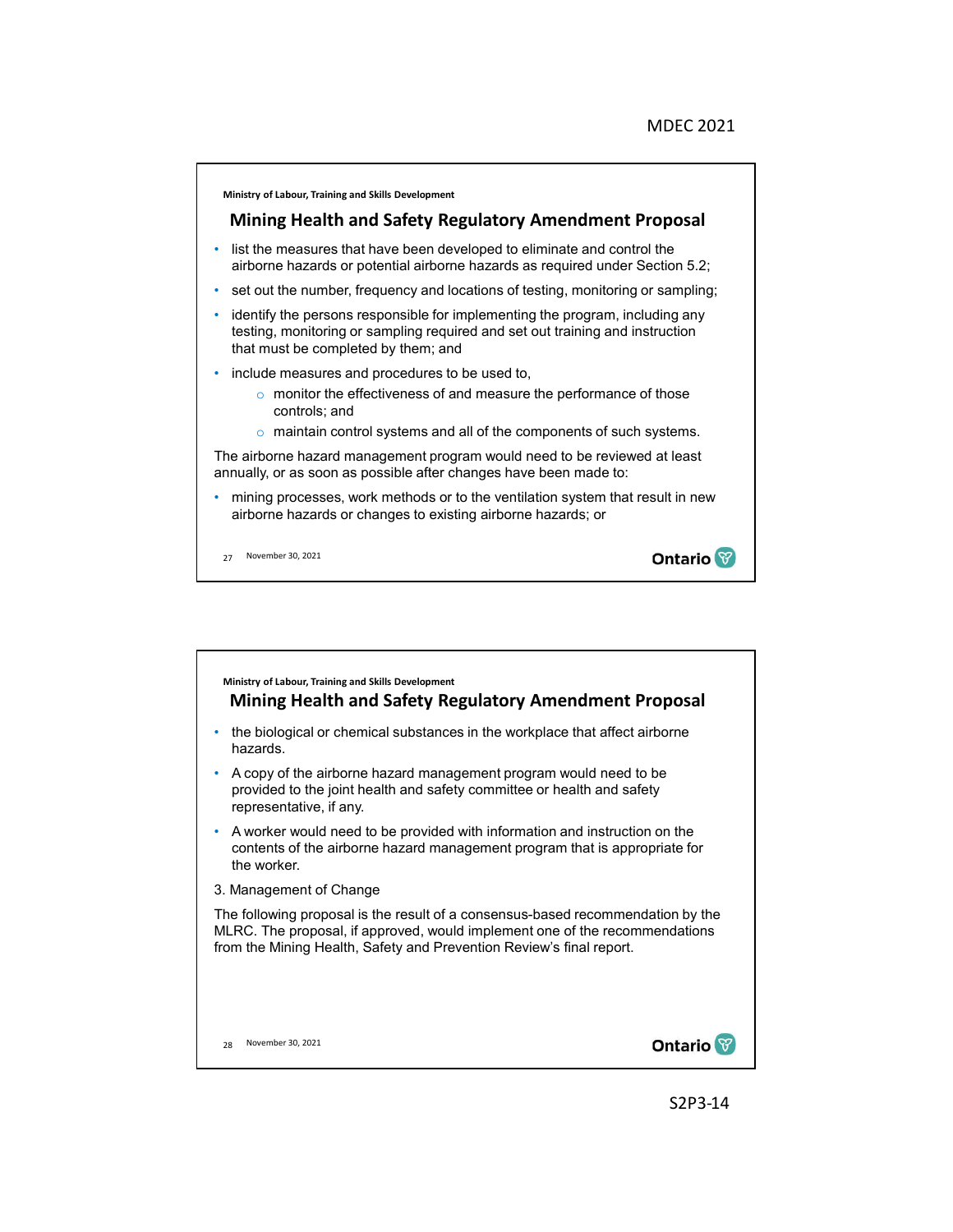Ministry of Labour, Training and Skills Development

## Mining Health and Safety Regulatory Amendment Proposal

- list the measures that have been developed to eliminate and control the airborne hazards or potential airborne hazards as required under Section 5.2;
- set out the number, frequency and locations of testing, monitoring or sampling;
- identify the persons responsible for implementing the program, including any testing, monitoring or sampling required and set out training and instruction that must be completed by them; and
- include measures and procedures to be used to,
  - monitor the effectiveness of and measure the performance of those controls; and
  - maintain control systems and all of the components of such systems.

The airborne hazard management program would need to be reviewed at least annually, or as soon as possible after changes have been made to:

- mining processes, work methods or to the ventilation system that result in new airborne hazards or changes to existing airborne hazards; or

Ministry of Labour, Training and Skills Development

## Mining Health and Safety Regulatory Amendment Proposal

- the biological or chemical substances in the workplace that affect airborne hazards.
- A copy of the airborne hazard management program would need to be provided to the joint health and safety committee or health and safety representative, if any.
- A worker would need to be provided with information and instruction on the contents of the airborne hazard management program that is appropriate for the worker.

3. Management of Change

The following proposal is the result of a consensus-based recommendation by the MLRC. The proposal, if approved, would implement one of the recommendations from the Mining Health, Safety and Prevention Review's final report.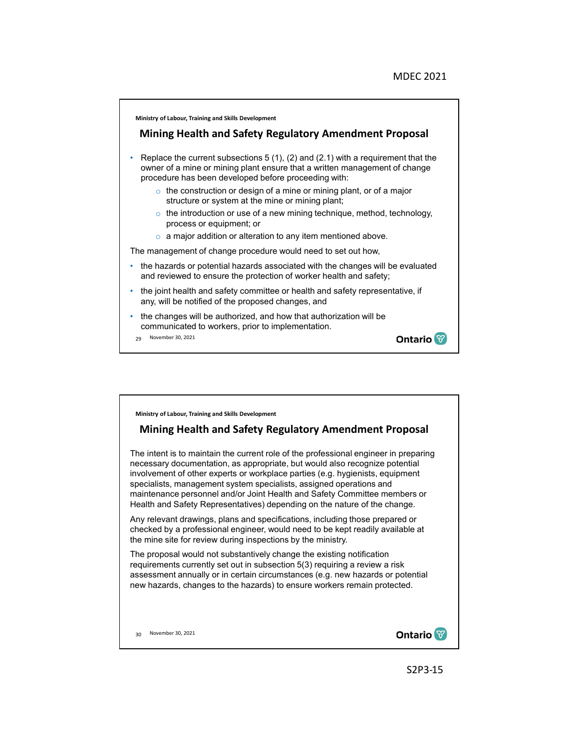Ministry of Labour, Training and Skills Development

## Mining Health and Safety Regulatory Amendment Proposal

- Replace the current subsections 5 (1), (2) and (2.1) with a requirement that the owner of a mine or mining plant ensure that a written management of change procedure has been developed before proceeding with:
  - the construction or design of a mine or mining plant, or of a major structure or system at the mine or mining plant;
  - the introduction or use of a new mining technique, method, technology, process or equipment; or
  - a major addition or alteration to any item mentioned above.

The management of change procedure would need to set out how,

- the hazards or potential hazards associated with the changes will be evaluated and reviewed to ensure the protection of worker health and safety;
- the joint health and safety committee or health and safety representative, if any, will be notified of the proposed changes, and
- the changes will be authorized, and how that authorization will be communicated to workers, prior to implementation.

November 30, 2021

Ministry of Labour, Training and Skills Development

## Mining Health and Safety Regulatory Amendment Proposal

The intent is to maintain the current role of the professional engineer in preparing necessary documentation, as appropriate, but would also recognize potential involvement of other experts or workplace parties (e.g. hygienists, equipment specialists, management system specialists, assigned operations and maintenance personnel and/or Joint Health and Safety Committee members or Health and Safety Representatives) depending on the nature of the change.

Any relevant drawings, plans and specifications, including those prepared or checked by a professional engineer, would need to be kept readily available at the mine site for review during inspections by the ministry.

The proposal would not substantively change the existing notification requirements currently set out in subsection 5(3) requiring a review a risk assessment annually or in certain circumstances (e.g. new hazards or potential new hazards, changes to the hazards) to ensure workers remain protected.

November 30, 2021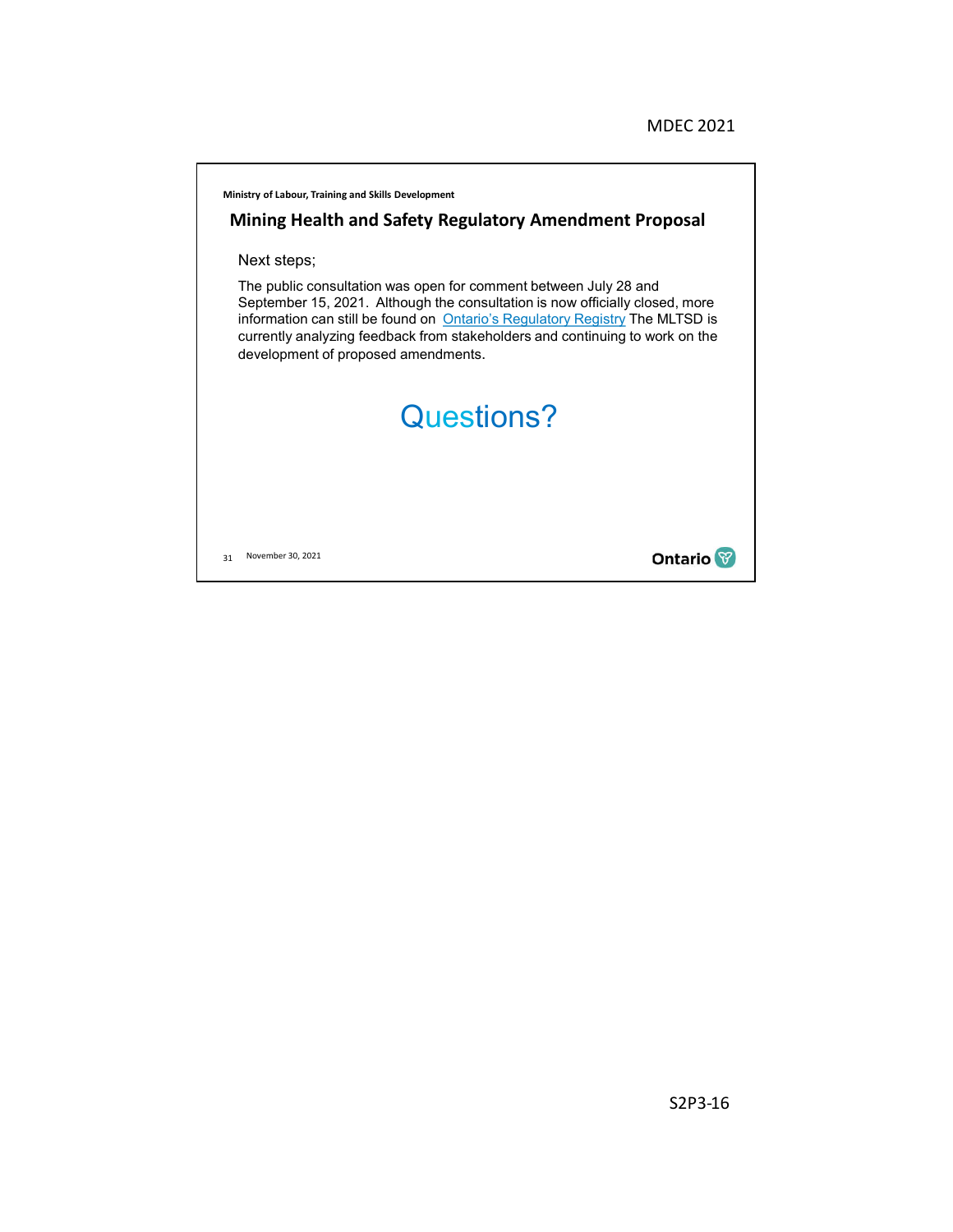Ministry of Labour, Training and Skills Development

## Mining Health and Safety Regulatory Amendment Proposal

Next steps;

The public consultation was open for comment between July 28 and September 15, 2021. Although the consultation is now officially closed, more information can still be found on Ontario's Regulatory Registry The MLTSD is currently analyzing feedback from stakeholders and continuing to work on the development of proposed amendments.

# Questions?

November 30, 2021

Ontario